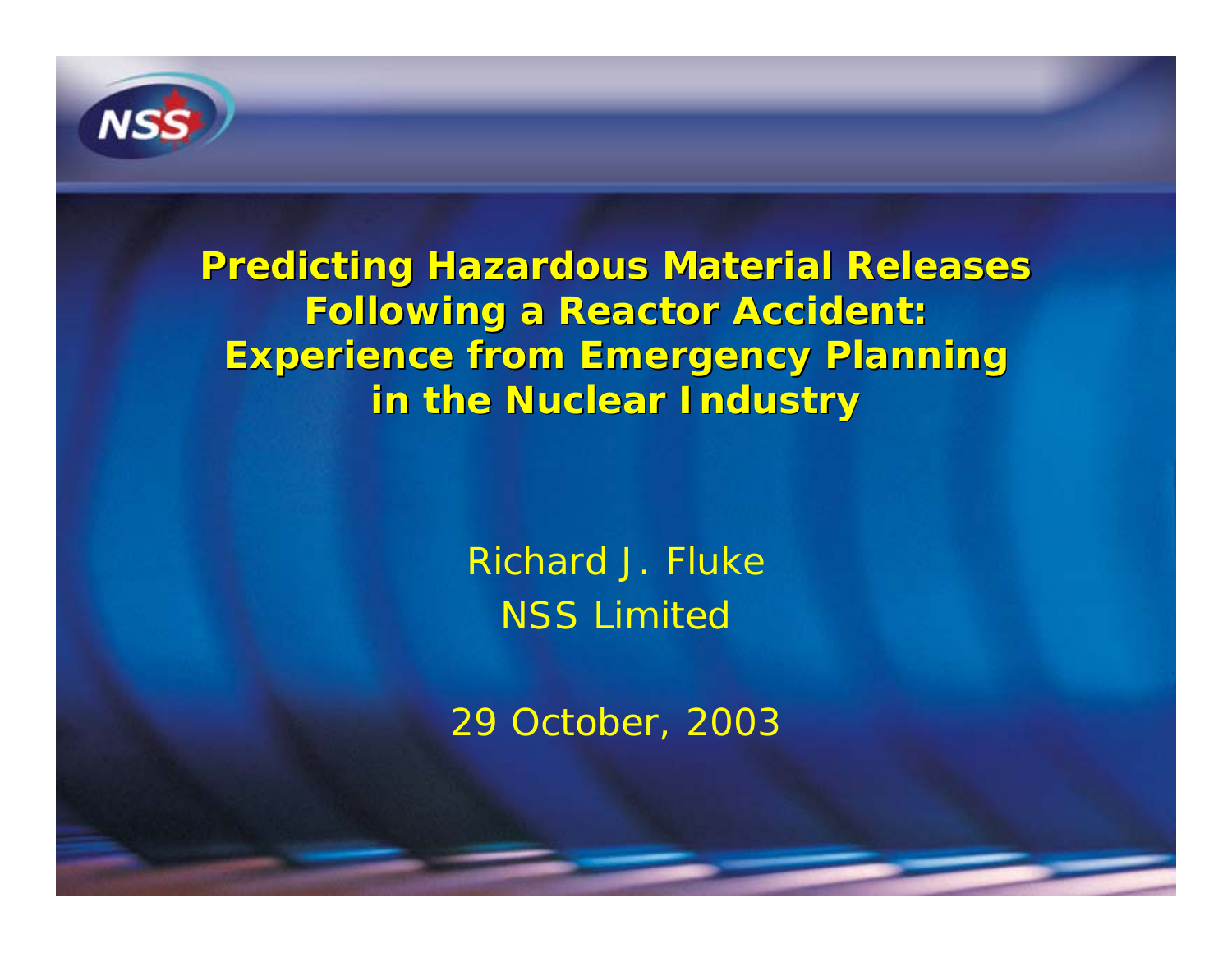# Predicting Hazardous Material Releases Following a Reactor Accident: Experience from Emergency Planning in the Nuclear Industry

Richard J. Fluke
NSS Limited

29 October, 2003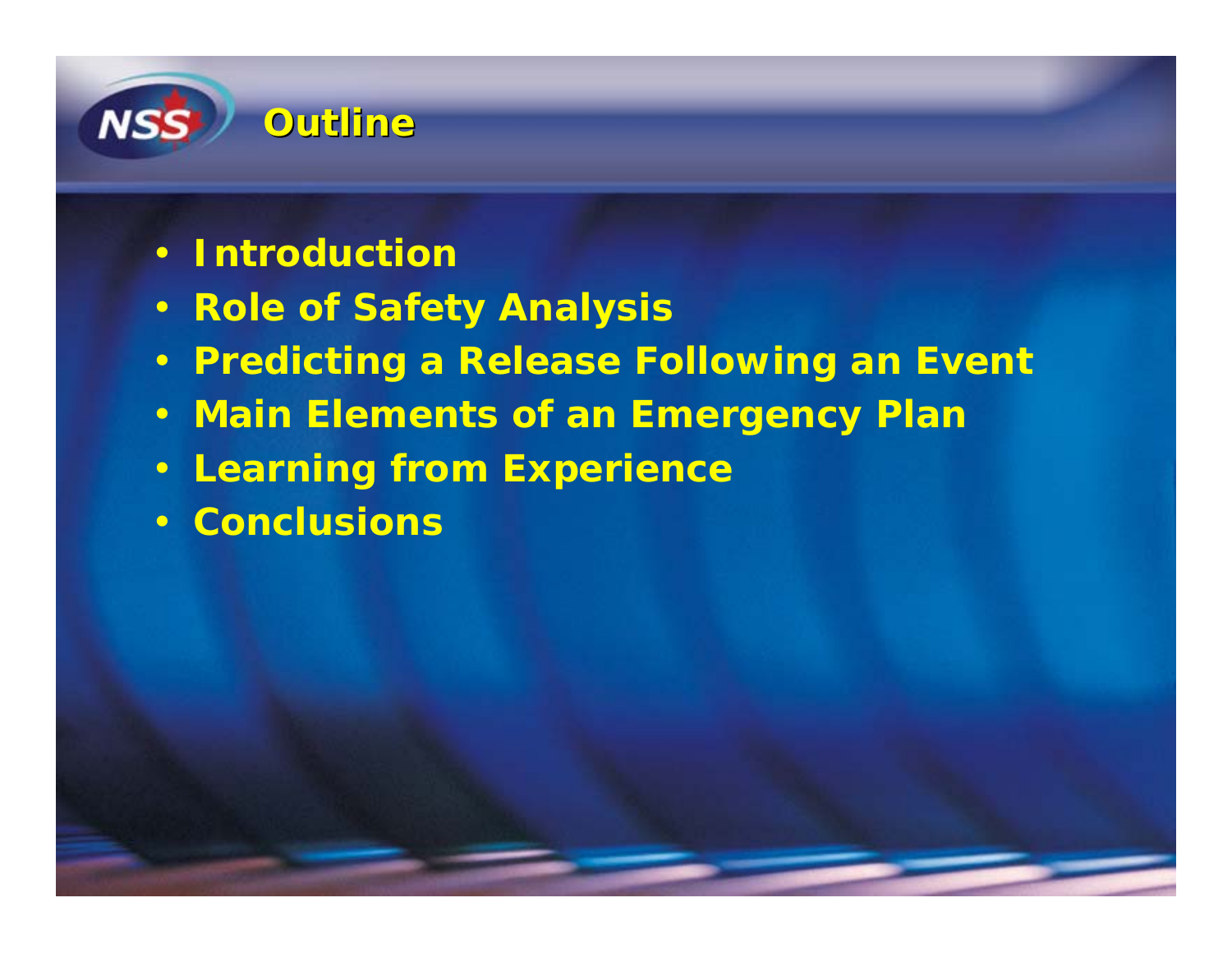# Outline

- Introduction
- Role of Safety Analysis
- Predicting a Release Following an Event
- Main Elements of an Emergency Plan
- Learning from Experience
- Conclusions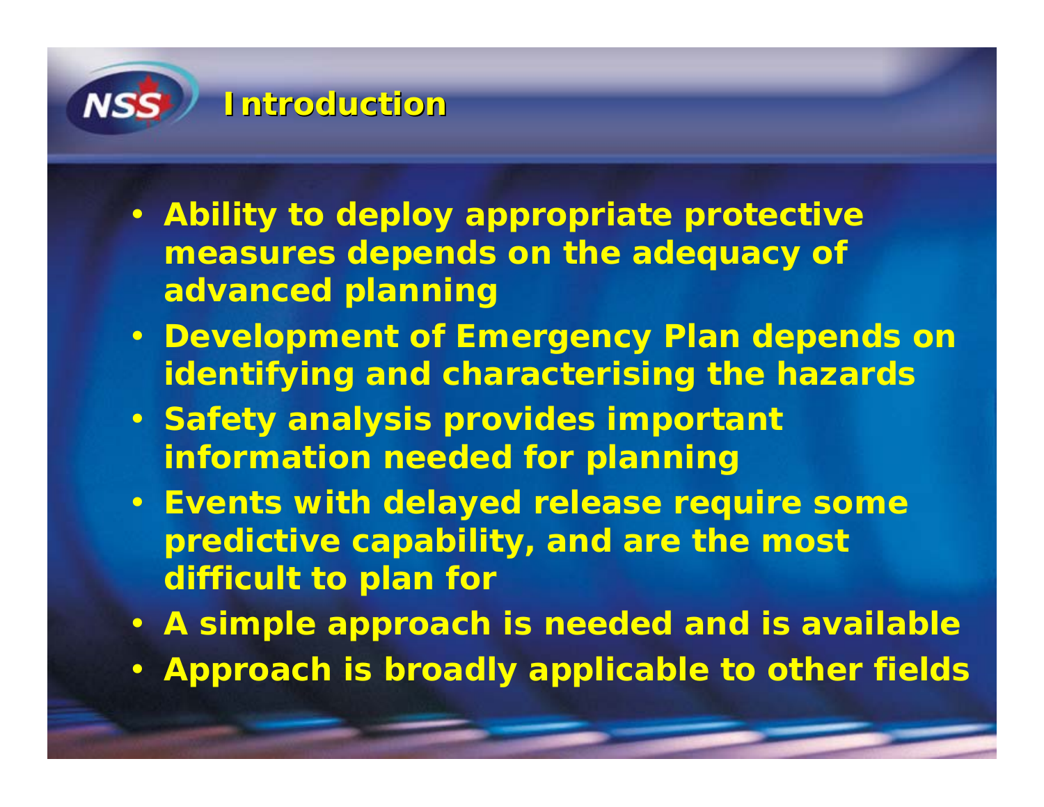# Introduction

- Ability to deploy appropriate protective measures depends on the adequacy of advanced planning
- Development of Emergency Plan depends on identifying and characterising the hazards
- Safety analysis provides important information needed for planning
- Events with delayed release require some predictive capability, and are the most difficult to plan for
- A simple approach is needed and is available
- Approach is broadly applicable to other fields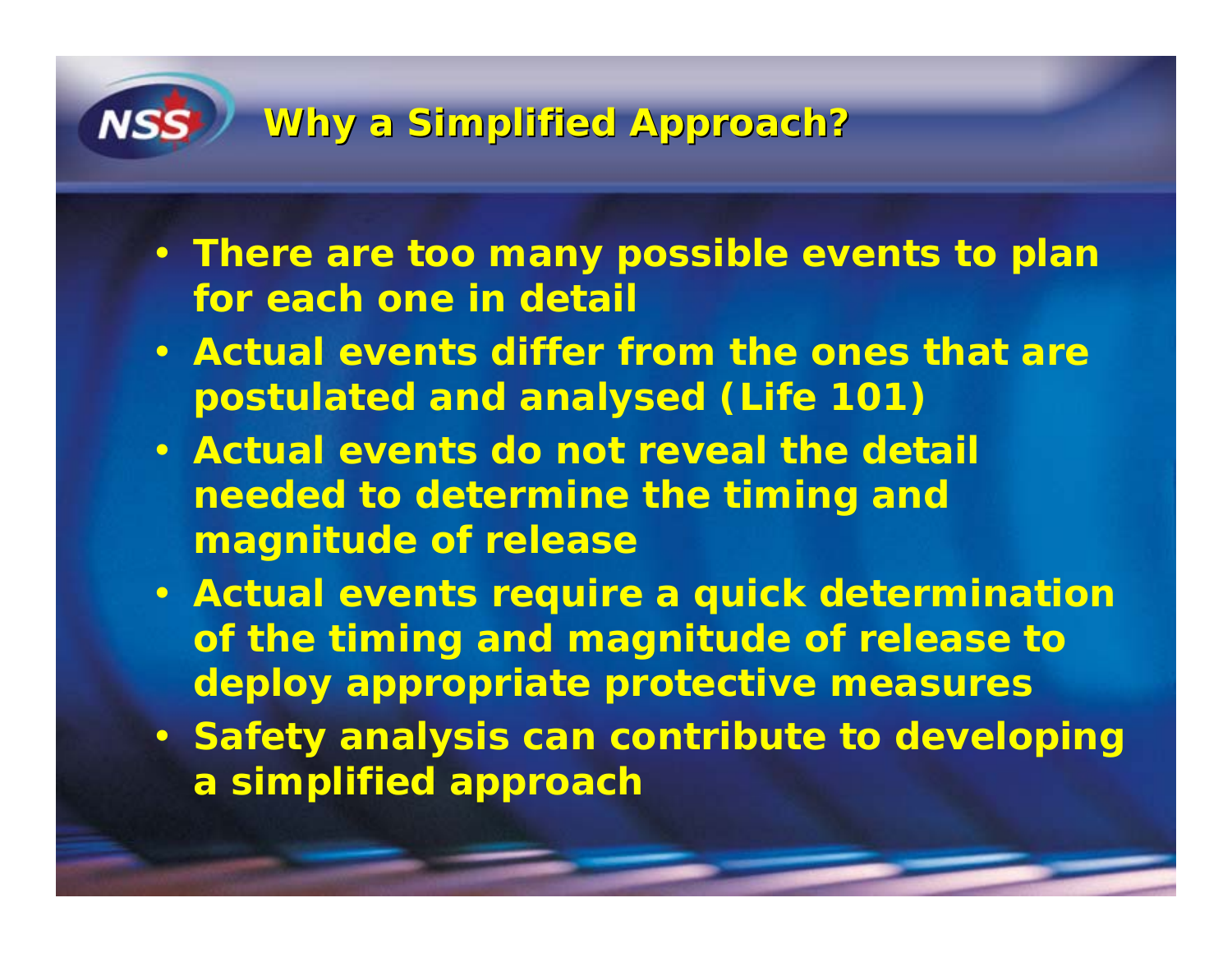## Why a Simplified Approach?

- There are too many possible events to plan for each one in detail
- Actual events differ from the ones that are postulated and analysed (Life 101)
- Actual events do not reveal the detail needed to determine the timing and magnitude of release
- Actual events require a quick determination of the timing and magnitude of release to deploy appropriate protective measures
- Safety analysis can contribute to developing a simplified approach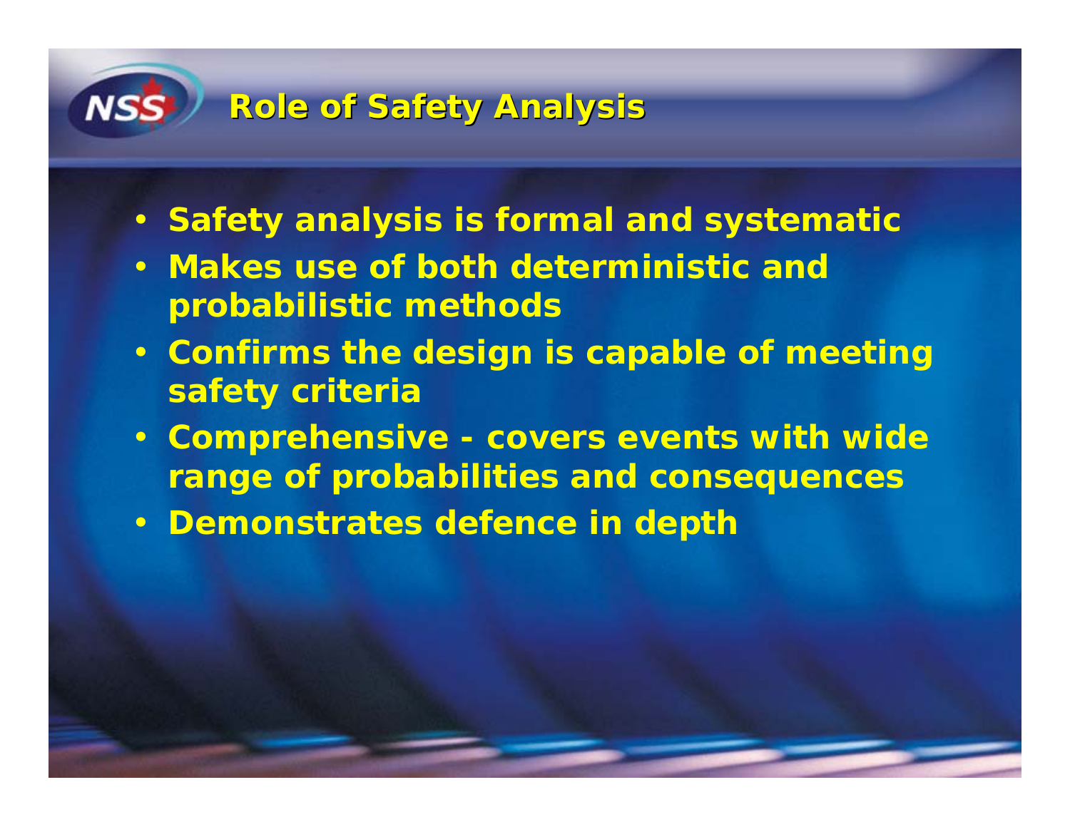# Role of Safety Analysis

- Safety analysis is formal and systematic
- Makes use of both deterministic and probabilistic methods
- Confirms the design is capable of meeting safety criteria
- Comprehensive - covers events with wide range of probabilities and consequences
- Demonstrates defence in depth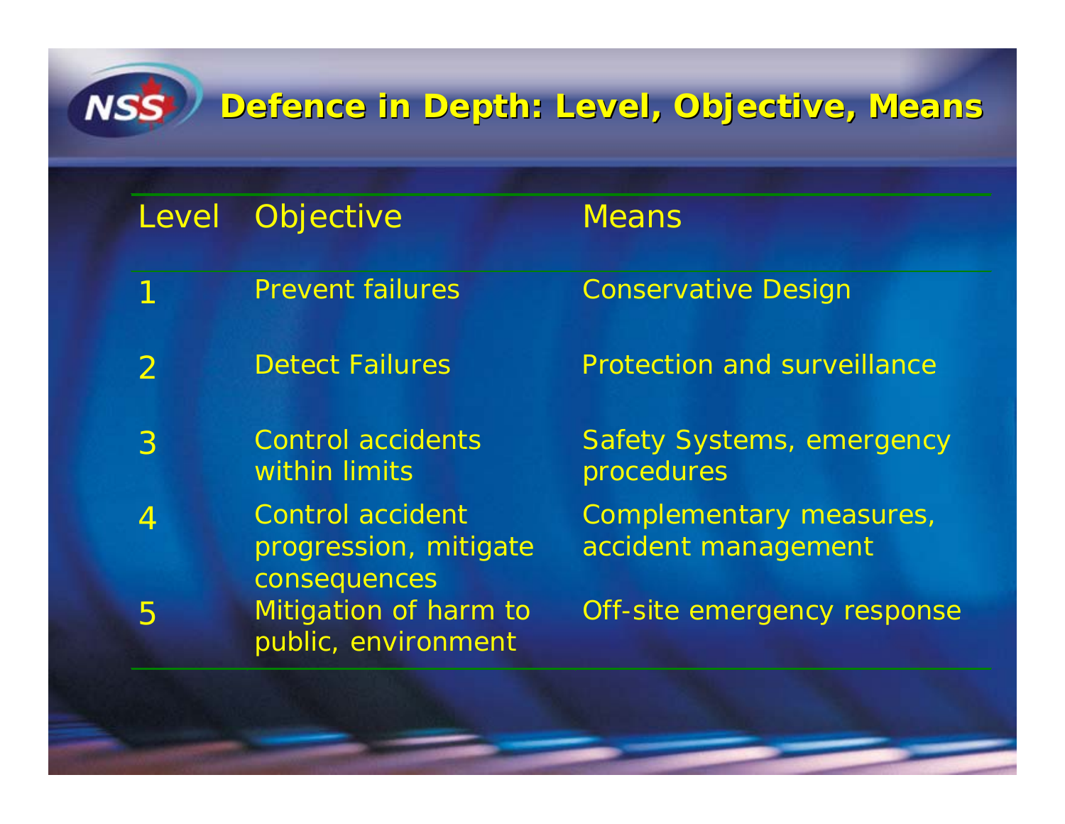# Defence in Depth: Level, Objective, Means

| Level | Objective | Means |
|---|---|---|
| 1 | Prevent failures | Conservative Design |
| 2 | Detect Failures | Protection and surveillance |
| 3 | Control accidents within limits | Safety Systems, emergency procedures |
| 4 | Control accident progression, mitigate consequences | Complementary measures, accident management |
| 5 | Mitigation of harm to public, environment | Off-site emergency response |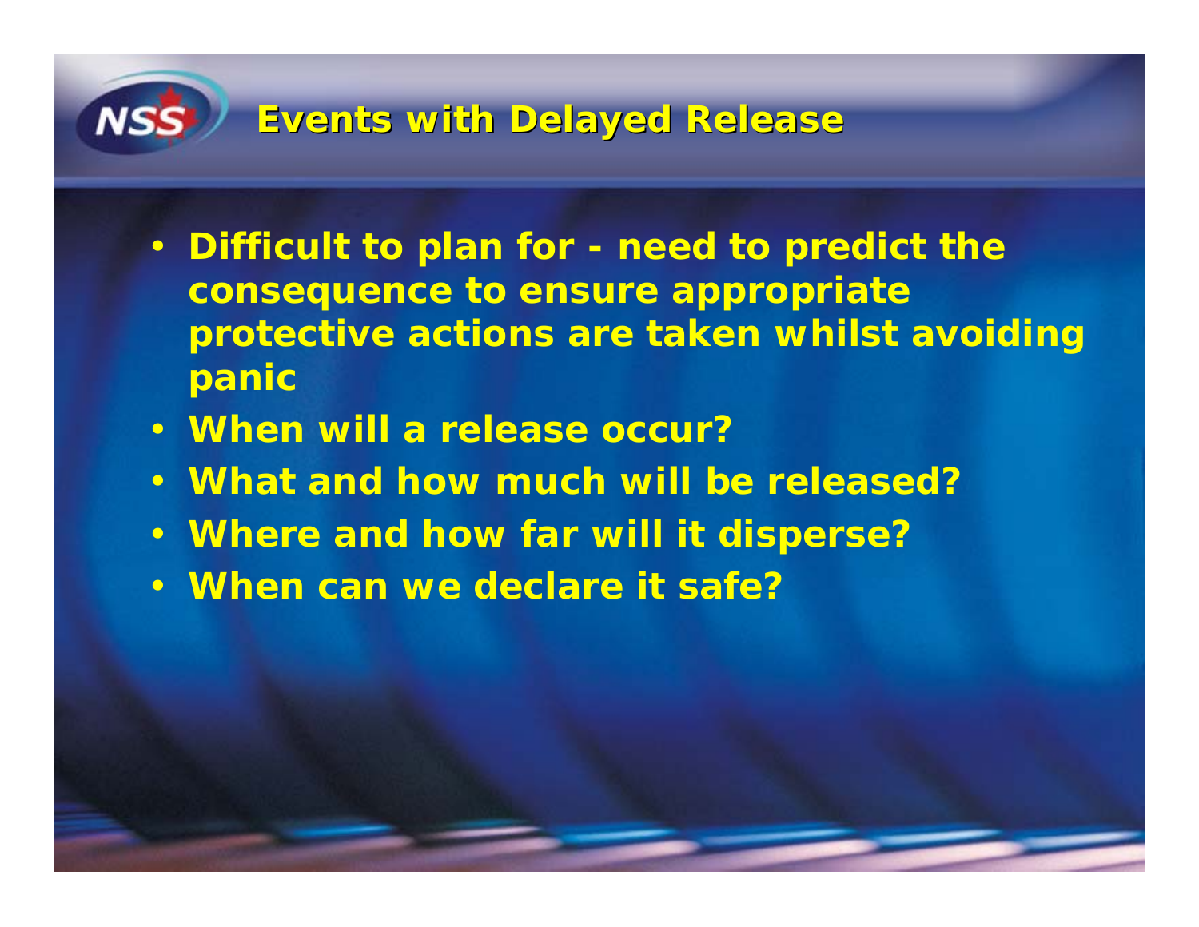# Events with Delayed Release

- **Difficult to plan for - need to predict the consequence to ensure appropriate protective actions are taken whilst avoiding panic**
- **When will a release occur?**
- **What and how much will be released?**
- **Where and how far will it disperse?**
- **When can we declare it safe?**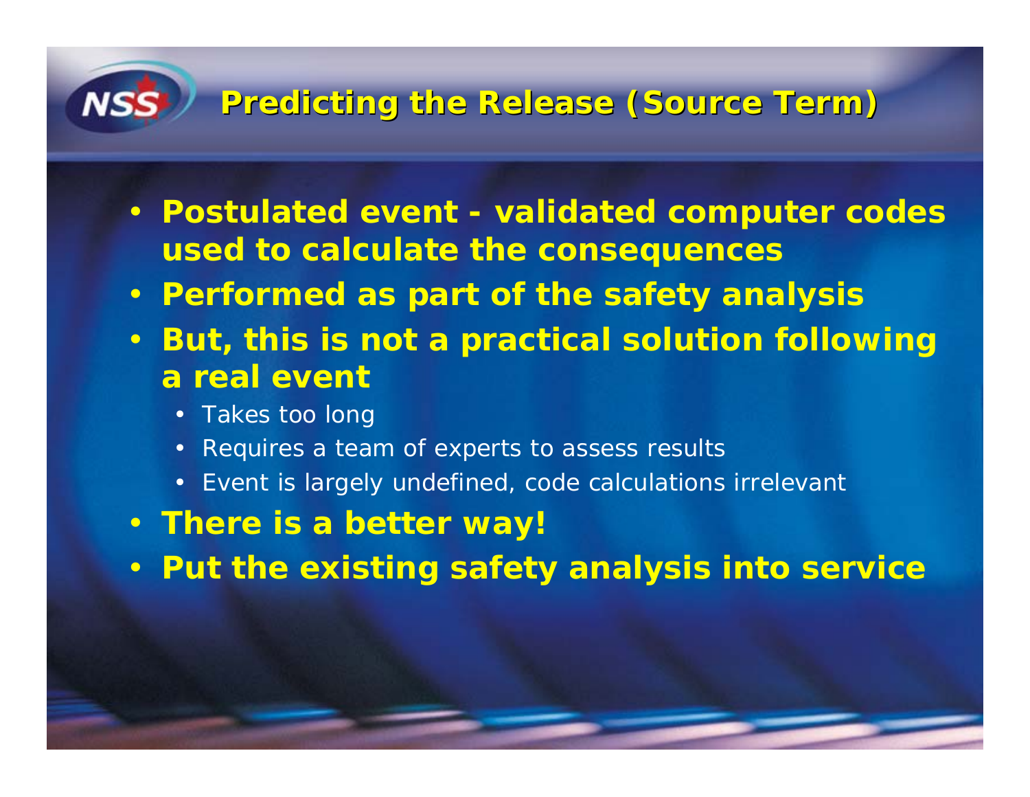# Predicting the Release (Source Term)

- **Postulated event - validated computer codes used to calculate the consequences**
- **Performed as part of the safety analysis**
- **But, this is not a practical solution following a real event**
  - Takes too long
  - Requires a team of experts to assess results
  - Event is largely undefined, code calculations irrelevant
- **There is a better way!**
- **Put the existing safety analysis into service**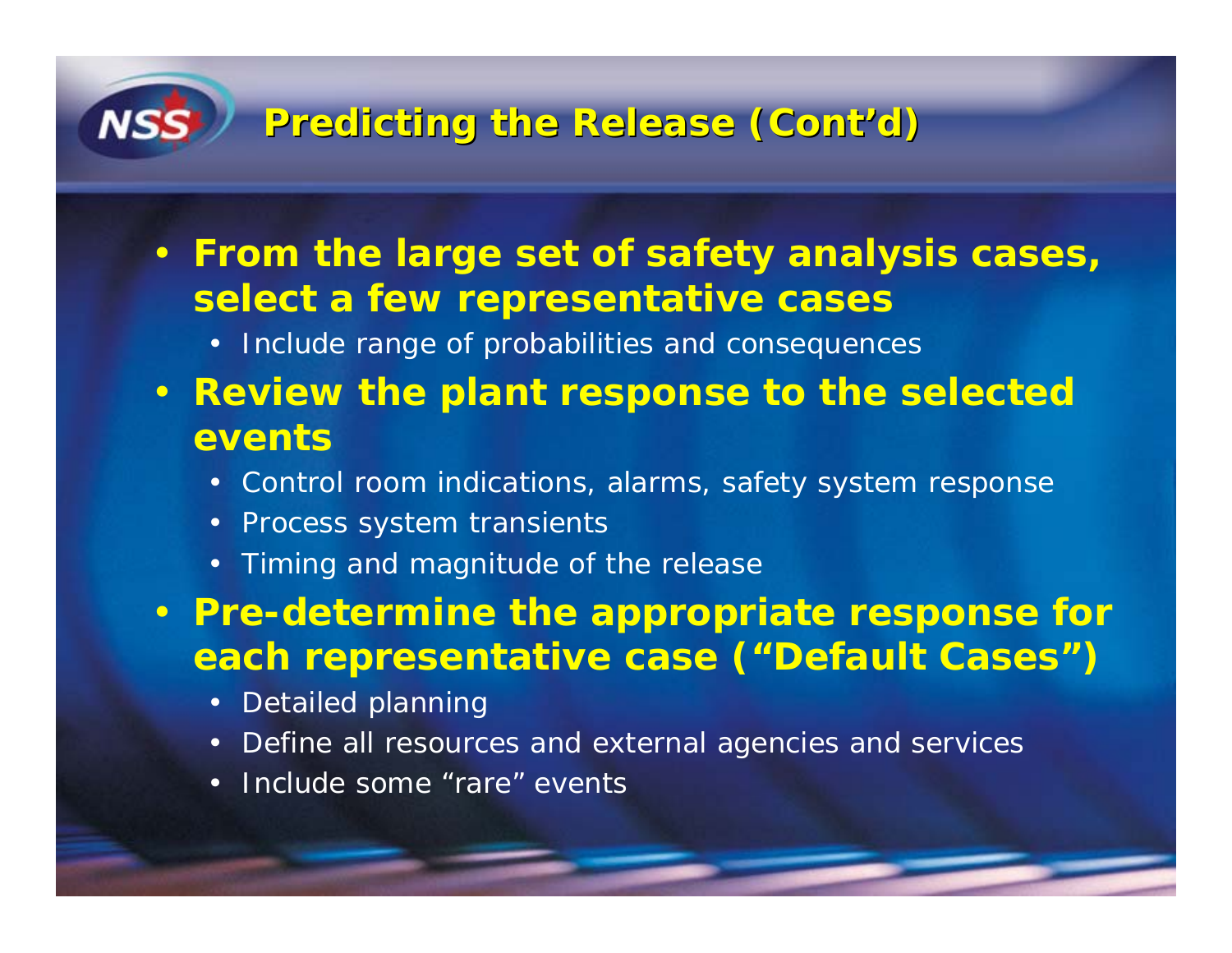# Predicting the Release (Cont'd)

- **From the large set of safety analysis cases, select a few representative cases**
  - Include range of probabilities and consequences
- **Review the plant response to the selected events**
  - Control room indications, alarms, safety system response
  - Process system transients
  - Timing and magnitude of the release
- **Pre-determine the appropriate response for each representative case ("Default Cases")**
  - Detailed planning
  - Define all resources and external agencies and services
  - Include some "rare" events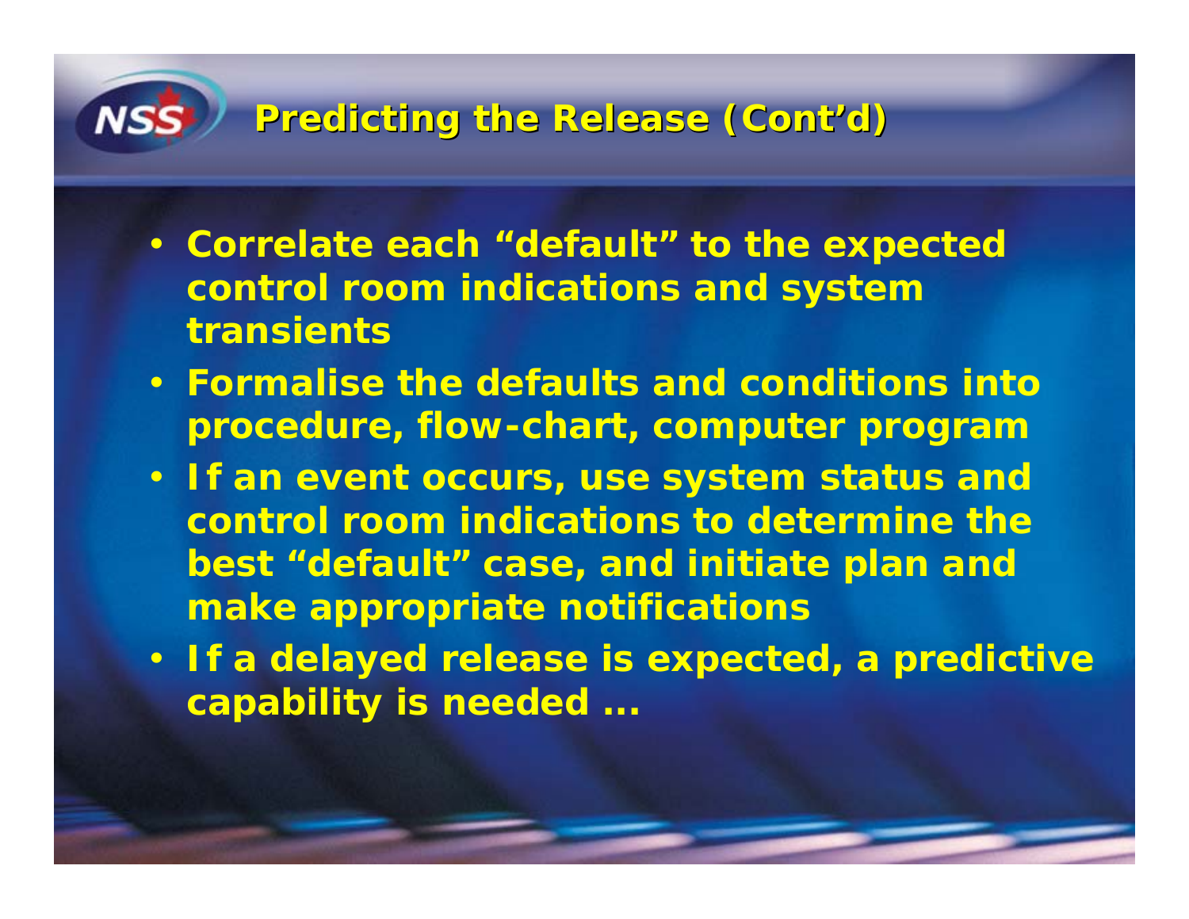## Predicting the Release (Cont'd)

- Correlate each "default" to the expected control room indications and system transients
- Formalise the defaults and conditions into procedure, flow-chart, computer program
- If an event occurs, use system status and control room indications to determine the best "default" case, and initiate plan and make appropriate notifications
- If a delayed release is expected, a predictive capability is needed …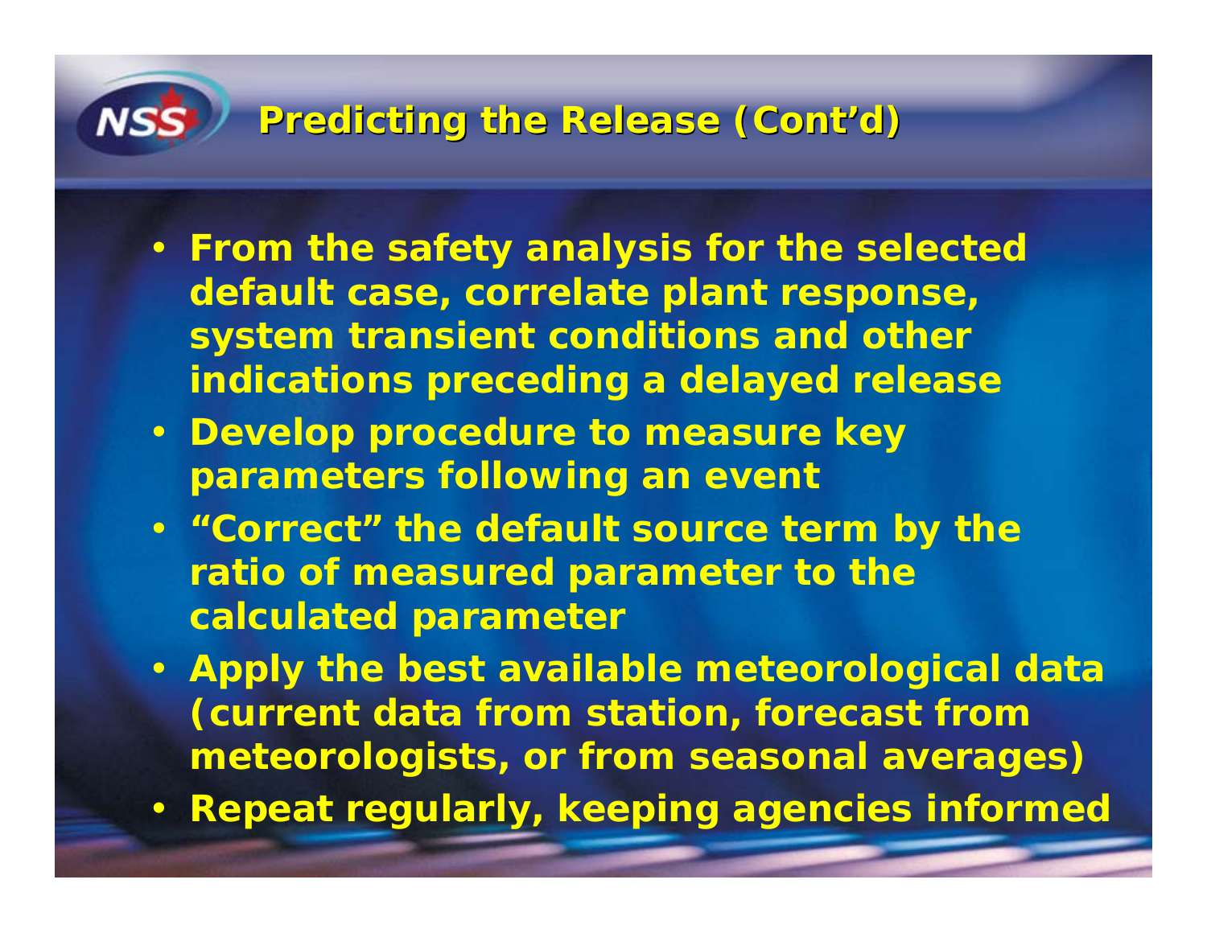## Predicting the Release (Cont'd)

- From the safety analysis for the selected default case, correlate plant response, system transient conditions and other indications preceding a delayed release
- Develop procedure to measure key parameters following an event
- "Correct" the default source term by the ratio of measured parameter to the calculated parameter
- Apply the best available meteorological data (current data from station, forecast from meteorologists, or from seasonal averages)
- Repeat regularly, keeping agencies informed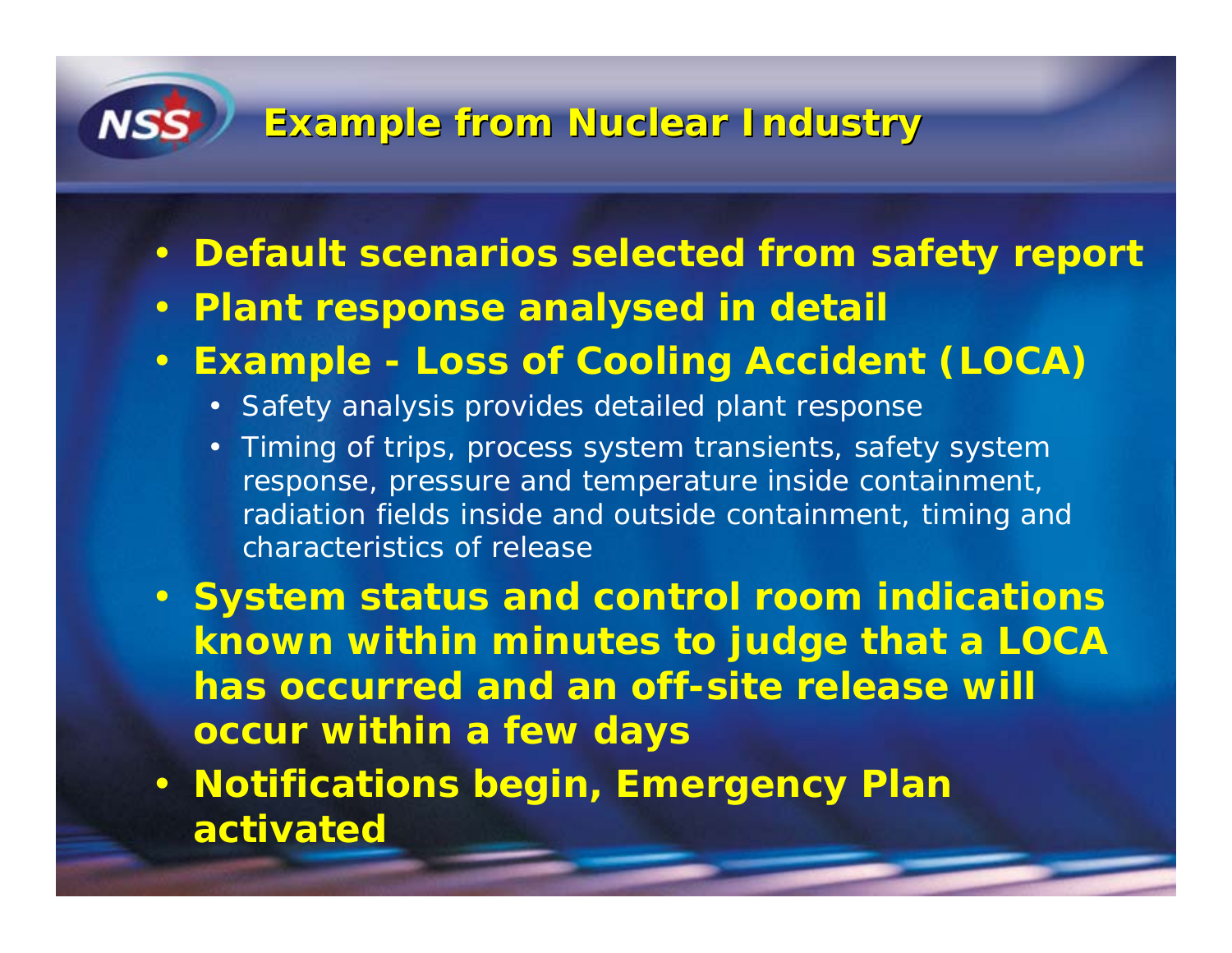## Example from Nuclear Industry

- **Default scenarios selected from safety report**
- **Plant response analysed in detail**
- **Example - Loss of Cooling Accident (LOCA)**
  - Safety analysis provides detailed plant response
  - Timing of trips, process system transients, safety system response, pressure and temperature inside containment, radiation fields inside and outside containment, timing and characteristics of release
- **System status and control room indications known within minutes to judge that a LOCA has occurred and an off-site release will occur within a few days**
- **Notifications begin, Emergency Plan activated**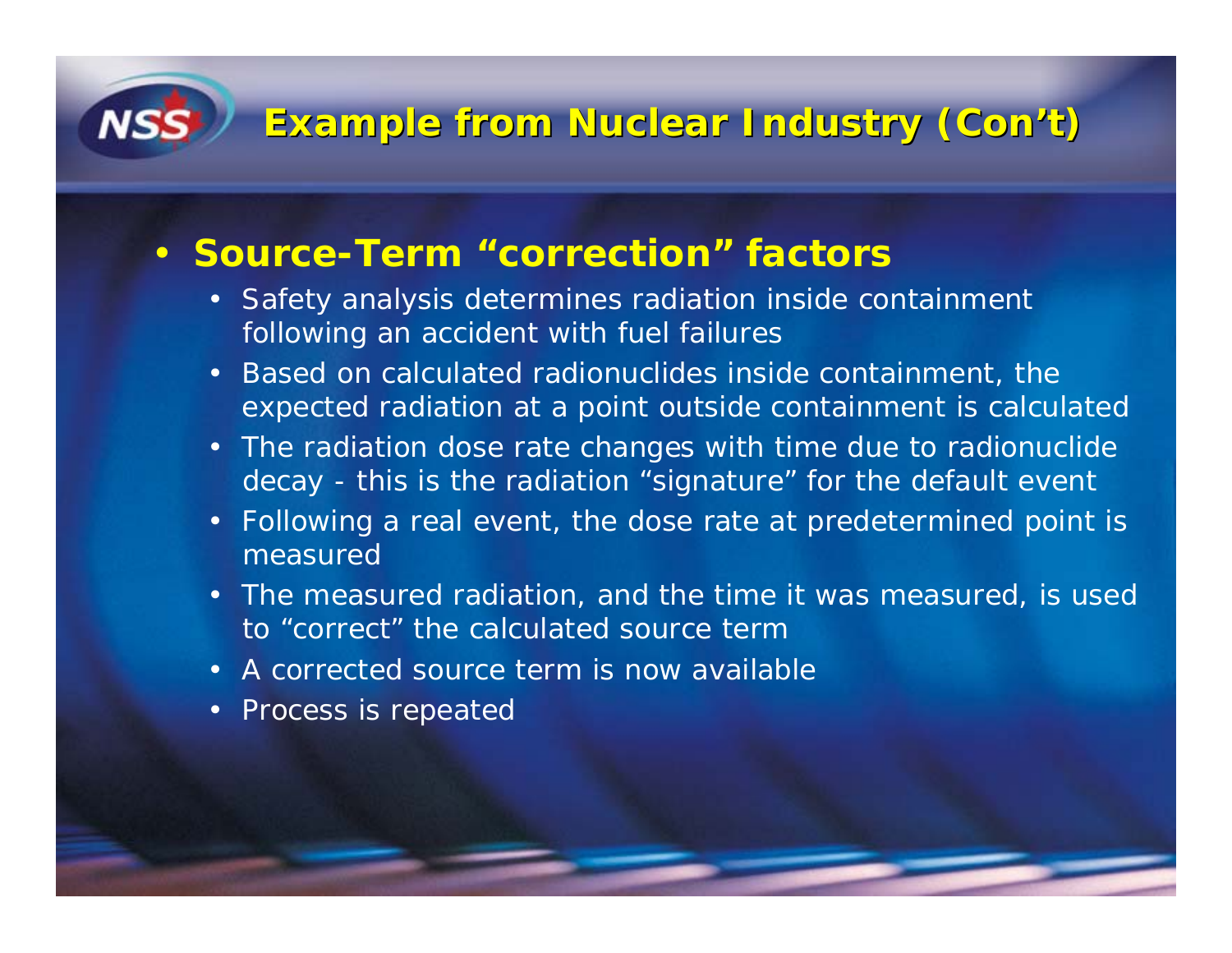# Example from Nuclear Industry (Con't)

- **Source-Term "correction" factors**
  - Safety analysis determines radiation inside containment following an accident with fuel failures
  - Based on calculated radionuclides inside containment, the expected radiation at a point outside containment is calculated
  - The radiation dose rate changes with time due to radionuclide decay - this is the radiation "signature" for the default event
  - Following a real event, the dose rate at predetermined point is measured
  - The measured radiation, and the time it was measured, is used to "correct" the calculated source term
  - A corrected source term is now available
  - Process is repeated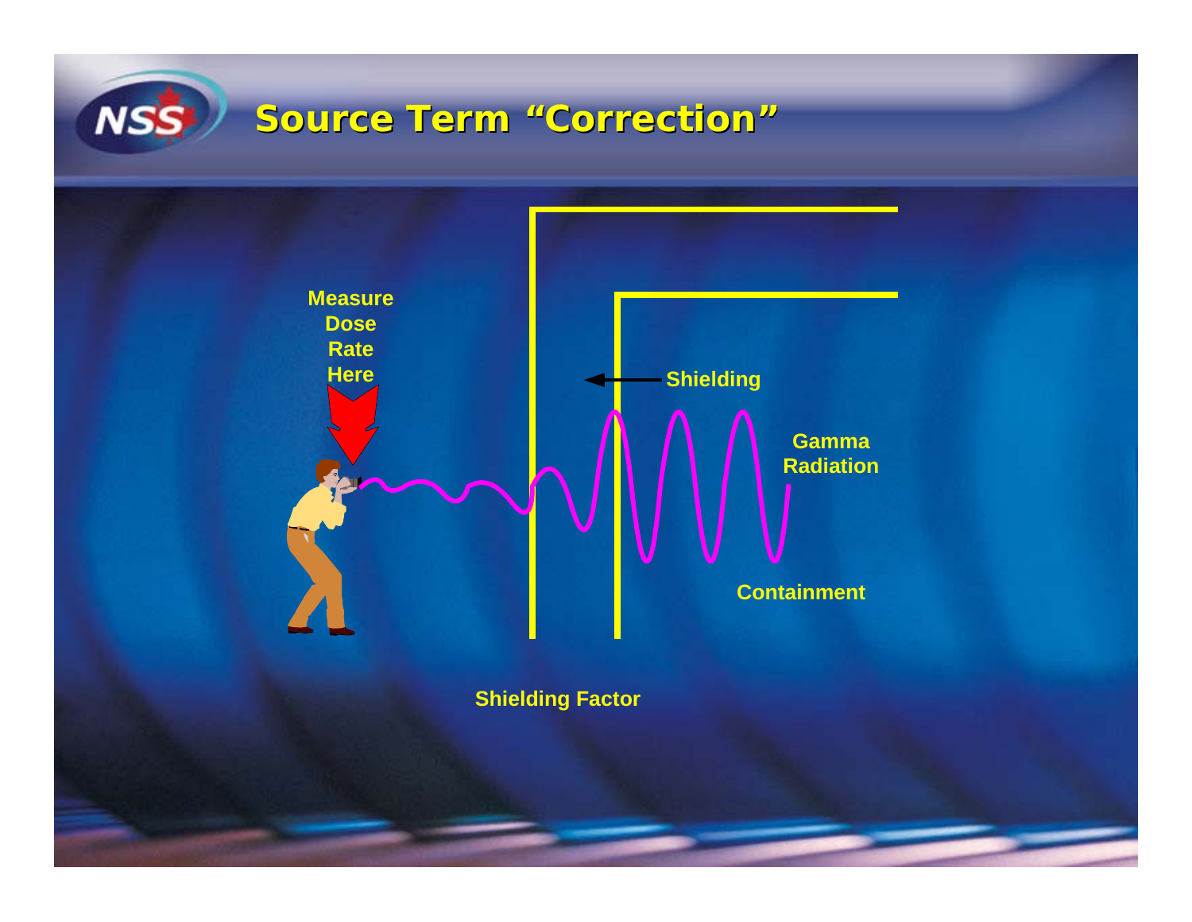# Source Term "Correction"

Measure Dose Rate Here

Shielding

Gamma Radiation

Containment

Shielding Factor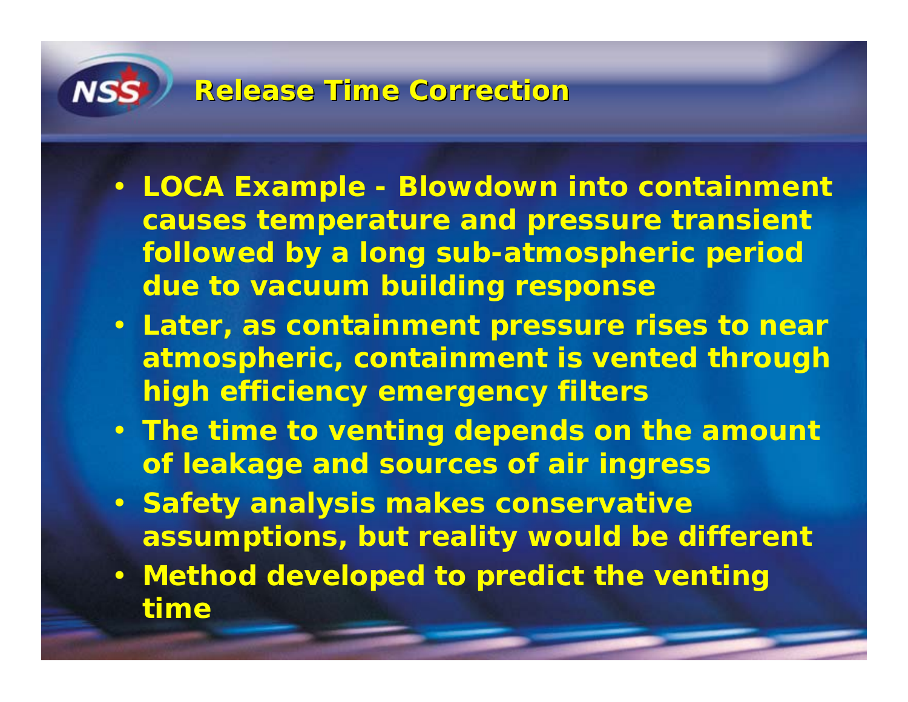# Release Time Correction

- LOCA Example - Blowdown into containment causes temperature and pressure transient followed by a long sub-atmospheric period due to vacuum building response
- Later, as containment pressure rises to near atmospheric, containment is vented through high efficiency emergency filters
- The time to venting depends on the amount of leakage and sources of air ingress
- Safety analysis makes conservative assumptions, but reality would be different
- Method developed to predict the venting time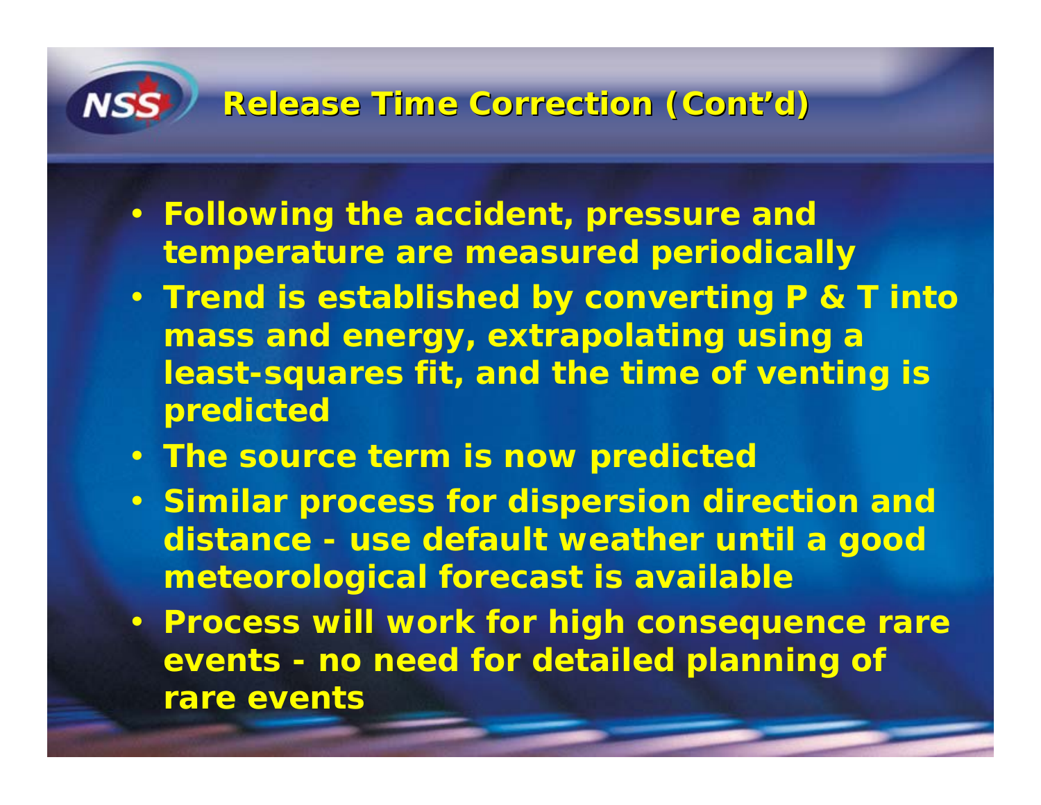# Release Time Correction (Cont'd)

- Following the accident, pressure and temperature are measured periodically
- Trend is established by converting P & T into mass and energy, extrapolating using a least-squares fit, and the time of venting is predicted
- The source term is now predicted
- Similar process for dispersion direction and distance - use default weather until a good meteorological forecast is available
- Process will work for high consequence rare events - no need for detailed planning of rare events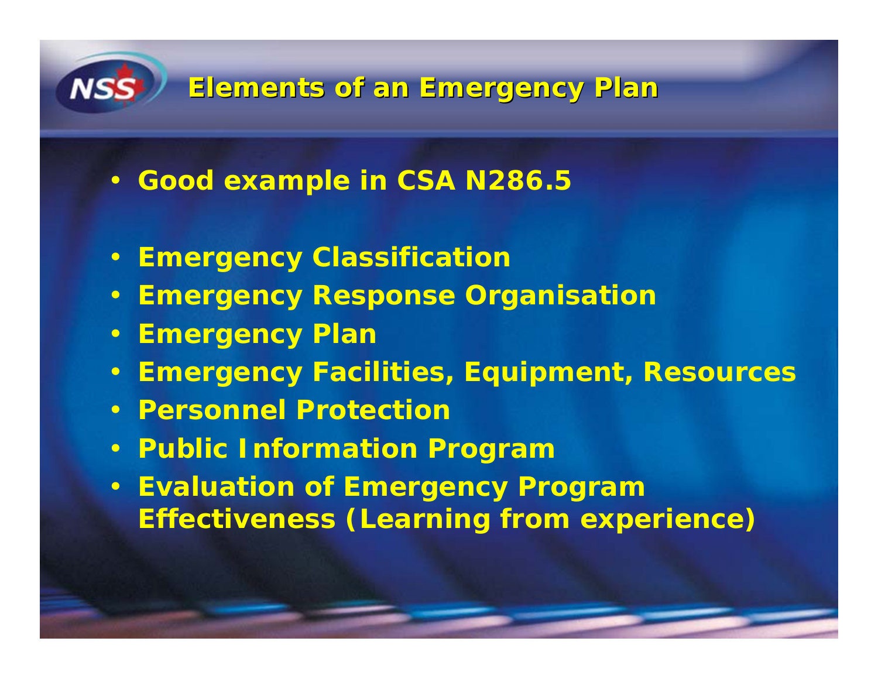# Elements of an Emergency Plan

- Good example in CSA N286.5

- Emergency Classification
- Emergency Response Organisation
- Emergency Plan
- Emergency Facilities, Equipment, Resources
- Personnel Protection
- Public Information Program
- Evaluation of Emergency Program Effectiveness (Learning from experience)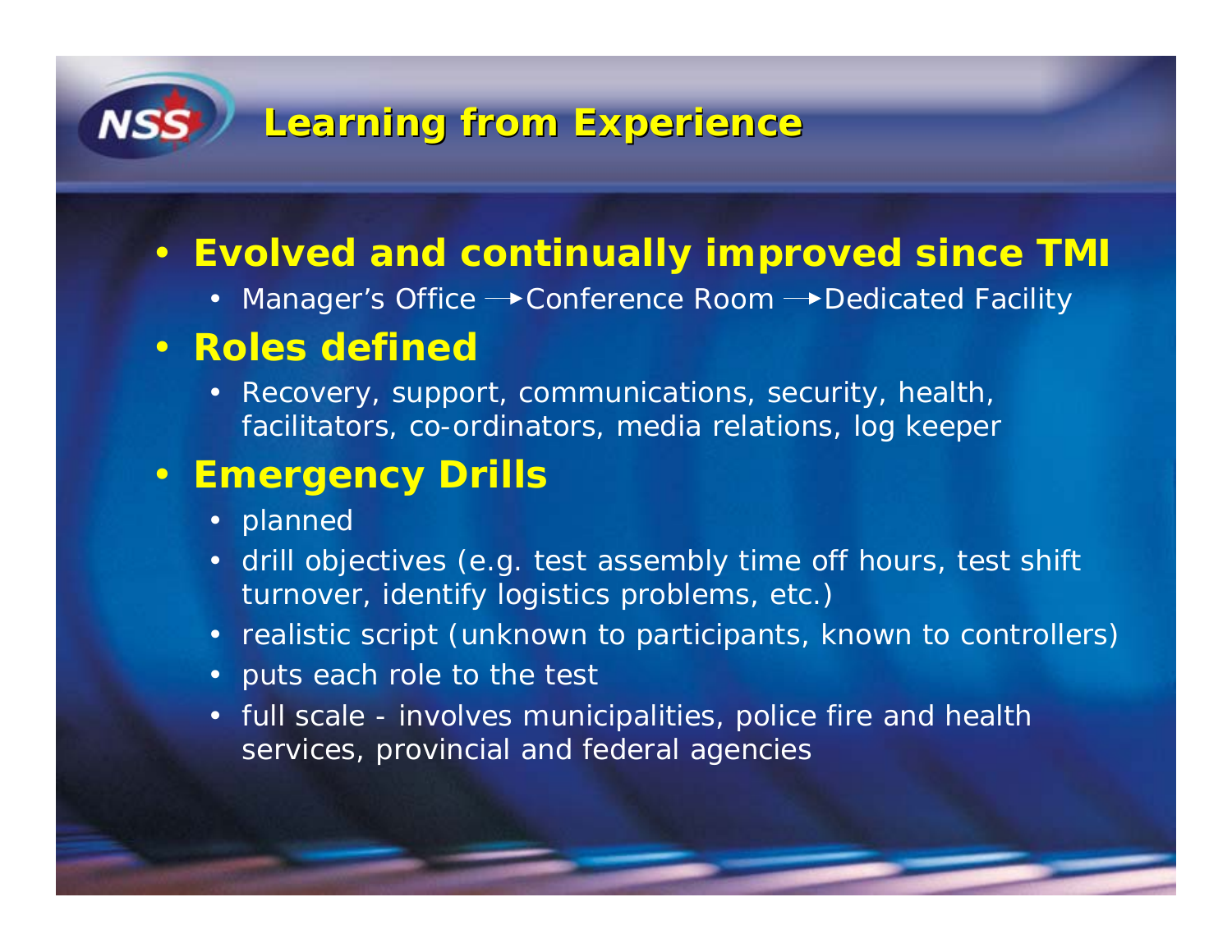# Learning from Experience

- **Evolved and continually improved since TMI**
  - Manager’s Office → Conference Room → Dedicated Facility
- **Roles defined**
  - Recovery, support, communications, security, health, facilitators, co-ordinators, media relations, log keeper
- **Emergency Drills**
  - planned
  - drill objectives (e.g. test assembly time off hours, test shift turnover, identify logistics problems, etc.)
  - realistic script (unknown to participants, known to controllers)
  - puts each role to the test
  - full scale - involves municipalities, police fire and health services, provincial and federal agencies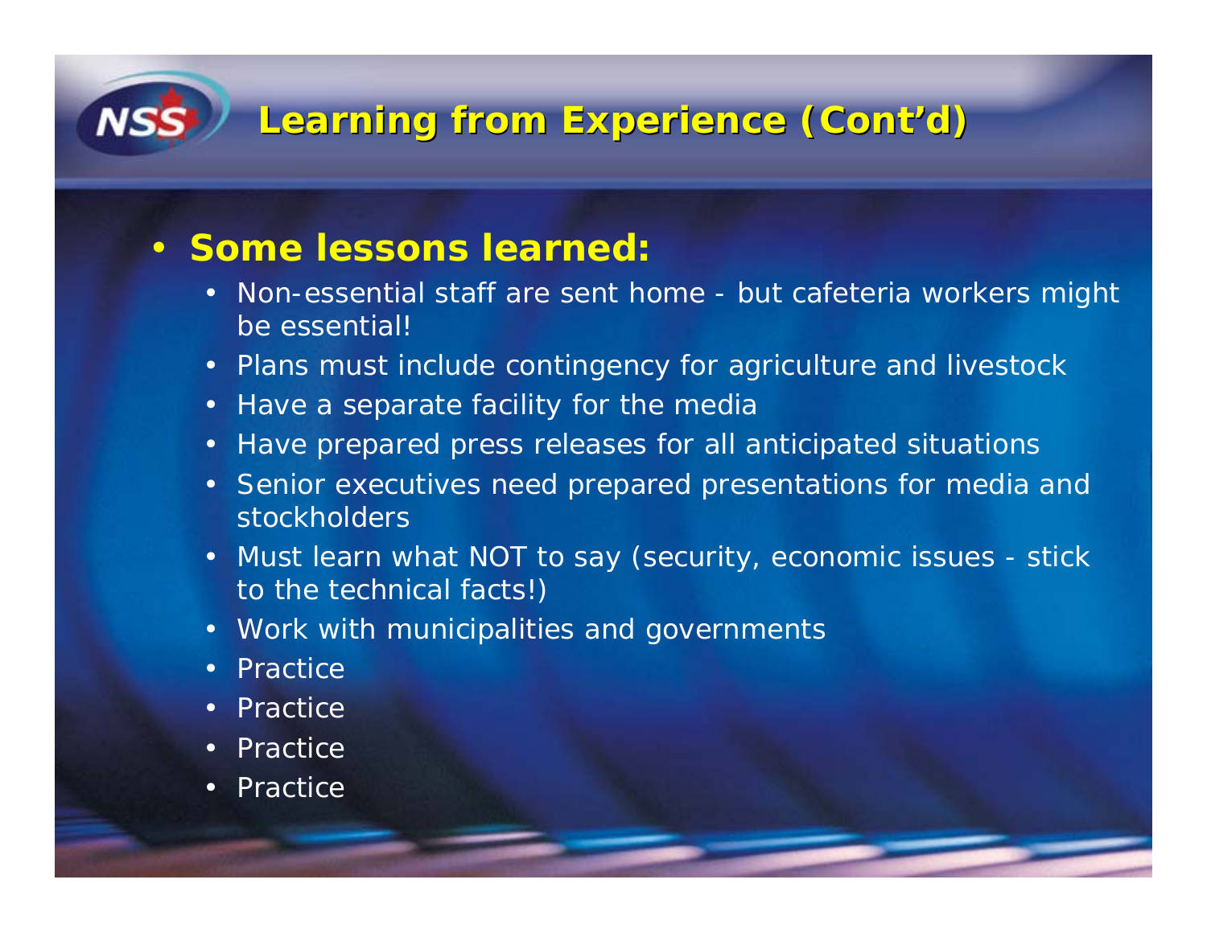# Learning from Experience (Cont'd)

- **Some lessons learned:**
  - Non-essential staff are sent home - but cafeteria workers might be essential!
  - Plans must include contingency for agriculture and livestock
  - Have a separate facility for the media
  - Have prepared press releases for all anticipated situations
  - Senior executives need prepared presentations for media and stockholders
  - Must learn what NOT to say (security, economic issues - stick to the technical facts!)
  - Work with municipalities and governments
  - Practice
  - Practice
  - Practice
  - Practice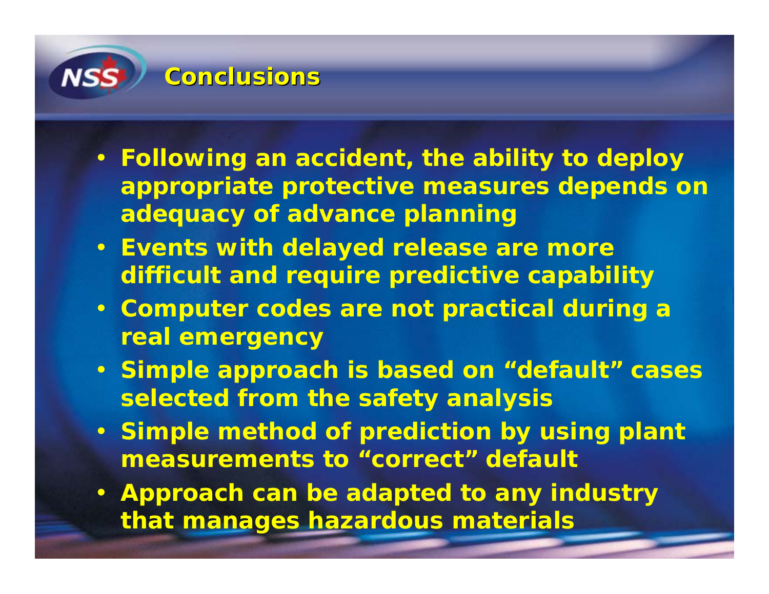## Conclusions

- **Following an accident, the ability to deploy appropriate protective measures depends on adequacy of advance planning**
- **Events with delayed release are more difficult and require predictive capability**
- **Computer codes are not practical during a real emergency**
- **Simple approach is based on “default” cases selected from the safety analysis**
- **Simple method of prediction by using plant measurements to “correct” default**
- **Approach can be adapted to any industry that manages hazardous materials**